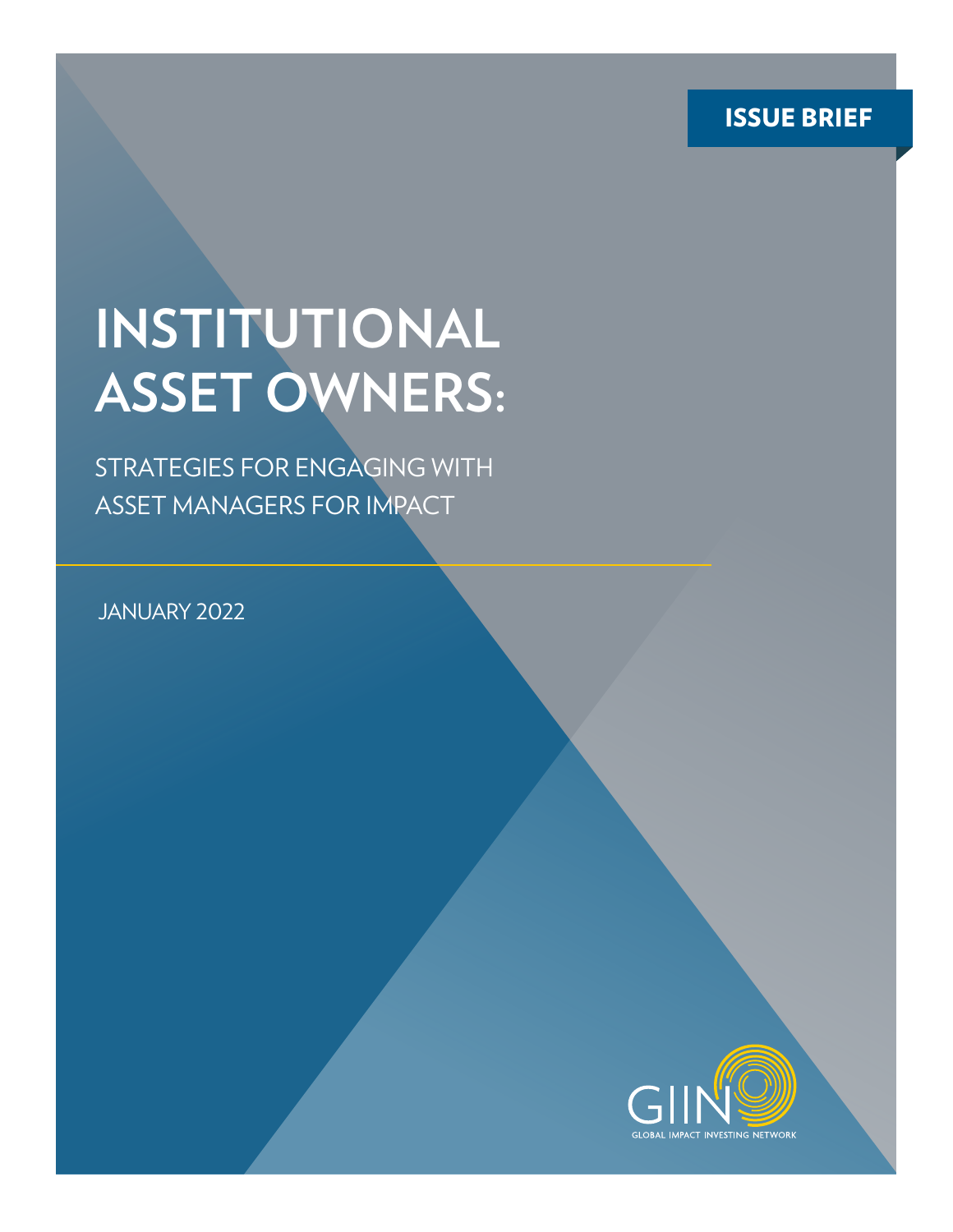ISSUE BRIEF

# INSTITUTIONAL ASSET OWNERS:

## STRATEGIES FOR ENGAGING WITH ASSET MANAGERS FOR IMPACT

JANUARY 2022

GIIN

GLOBAL IMPACT INVESTING NETWORK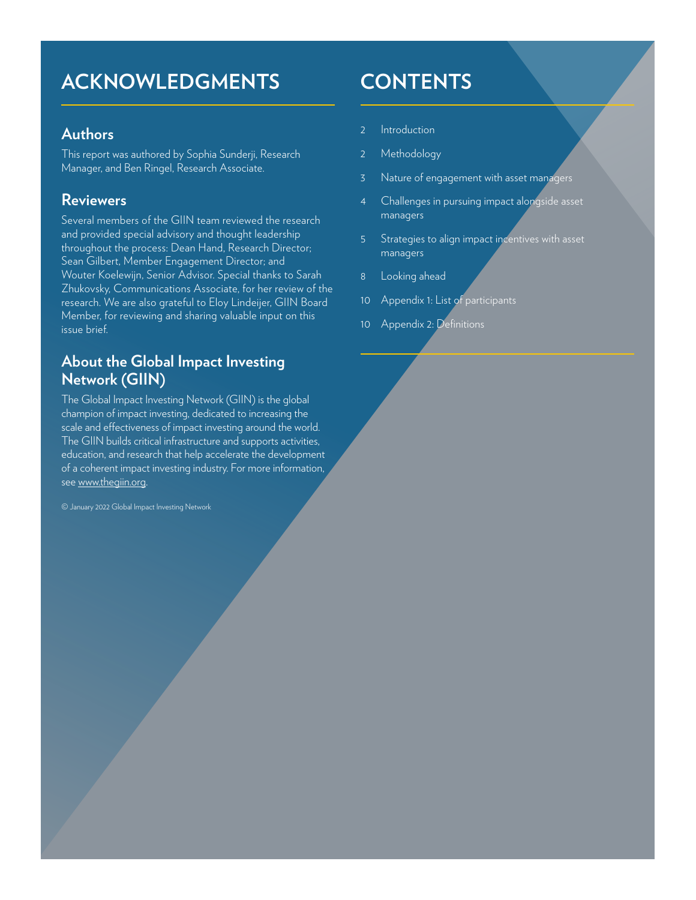# ACKNOWLEDGMENTS

## Authors

This report was authored by Sophia Sunderji, Research Manager, and Ben Ringel, Research Associate.

## Reviewers

Several members of the GIIN team reviewed the research and provided special advisory and thought leadership throughout the process: Dean Hand, Research Director; Sean Gilbert, Member Engagement Director; and Wouter Koelewijn, Senior Advisor. Special thanks to Sarah Zhukovsky, Communications Associate, for her review of the research. We are also grateful to Eloy Lindeijer, GIIN Board Member, for reviewing and sharing valuable input on this issue brief.

## About the Global Impact Investing Network (GIIN)

The Global Impact Investing Network (GIIN) is the global champion of impact investing, dedicated to increasing the scale and effectiveness of impact investing around the world. The GIIN builds critical infrastructure and supports activities, education, and research that help accelerate the development of a coherent impact investing industry. For more information, see www.thegiin.org.

© January 2022 Global Impact Investing Network

# CONTENTS

- 2 Introduction
- 2 Methodology
- 3 Nature of engagement with asset managers
- 4 Challenges in pursuing impact alongside asset managers
- 5 Strategies to align impact incentives with asset managers
- 8 Looking ahead
- 10 Appendix 1: List of participants
- 10 Appendix 2: Definitions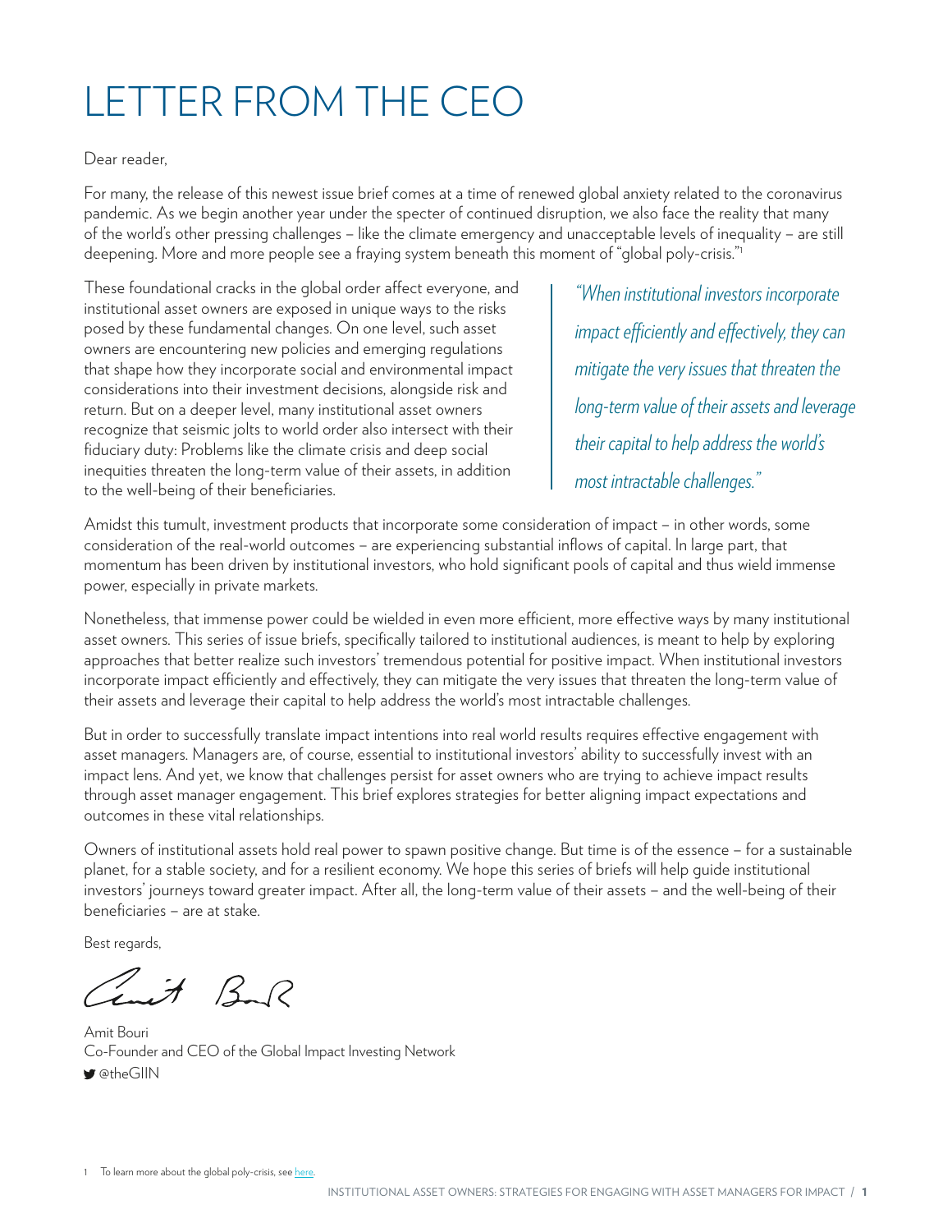# LETTER FROM THE CEO

Dear reader,

For many, the release of this newest issue brief comes at a time of renewed global anxiety related to the coronavirus pandemic. As we begin another year under the specter of continued disruption, we also face the reality that many of the world's other pressing challenges – like the climate emergency and unacceptable levels of inequality – are still deepening. More and more people see a fraying system beneath this moment of "global poly-crisis."[1]

These foundational cracks in the global order affect everyone, and institutional asset owners are exposed in unique ways to the risks posed by these fundamental changes. On one level, such asset owners are encountering new policies and emerging regulations that shape how they incorporate social and environmental impact considerations into their investment decisions, alongside risk and return. But on a deeper level, many institutional asset owners recognize that seismic jolts to world order also intersect with their fiduciary duty: Problems like the climate crisis and deep social inequities threaten the long-term value of their assets, in addition to the well-being of their beneficiaries.

> *"When institutional investors incorporate impact efficiently and effectively, they can mitigate the very issues that threaten the long-term value of their assets and leverage their capital to help address the world's most intractable challenges."*

Amidst this tumult, investment products that incorporate some consideration of impact – in other words, some consideration of the real-world outcomes – are experiencing substantial inflows of capital. In large part, that momentum has been driven by institutional investors, who hold significant pools of capital and thus wield immense power, especially in private markets.

Nonetheless, that immense power could be wielded in even more efficient, more effective ways by many institutional asset owners. This series of issue briefs, specifically tailored to institutional audiences, is meant to help by exploring approaches that better realize such investors' tremendous potential for positive impact. When institutional investors incorporate impact efficiently and effectively, they can mitigate the very issues that threaten the long-term value of their assets and leverage their capital to help address the world's most intractable challenges.

But in order to successfully translate impact intentions into real world results requires effective engagement with asset managers. Managers are, of course, essential to institutional investors' ability to successfully invest with an impact lens. And yet, we know that challenges persist for asset owners who are trying to achieve impact results through asset manager engagement. This brief explores strategies for better aligning impact expectations and outcomes in these vital relationships.

Owners of institutional assets hold real power to spawn positive change. But time is of the essence – for a sustainable planet, for a stable society, and for a resilient economy. We hope this series of briefs will help guide institutional investors' journeys toward greater impact. After all, the long-term value of their assets – and the well-being of their beneficiaries – are at stake.

Best regards,

Amit Bouri
Co-Founder and CEO of the Global Impact Investing Network
@theGIIN

1 To learn more about the global poly-crisis, see here.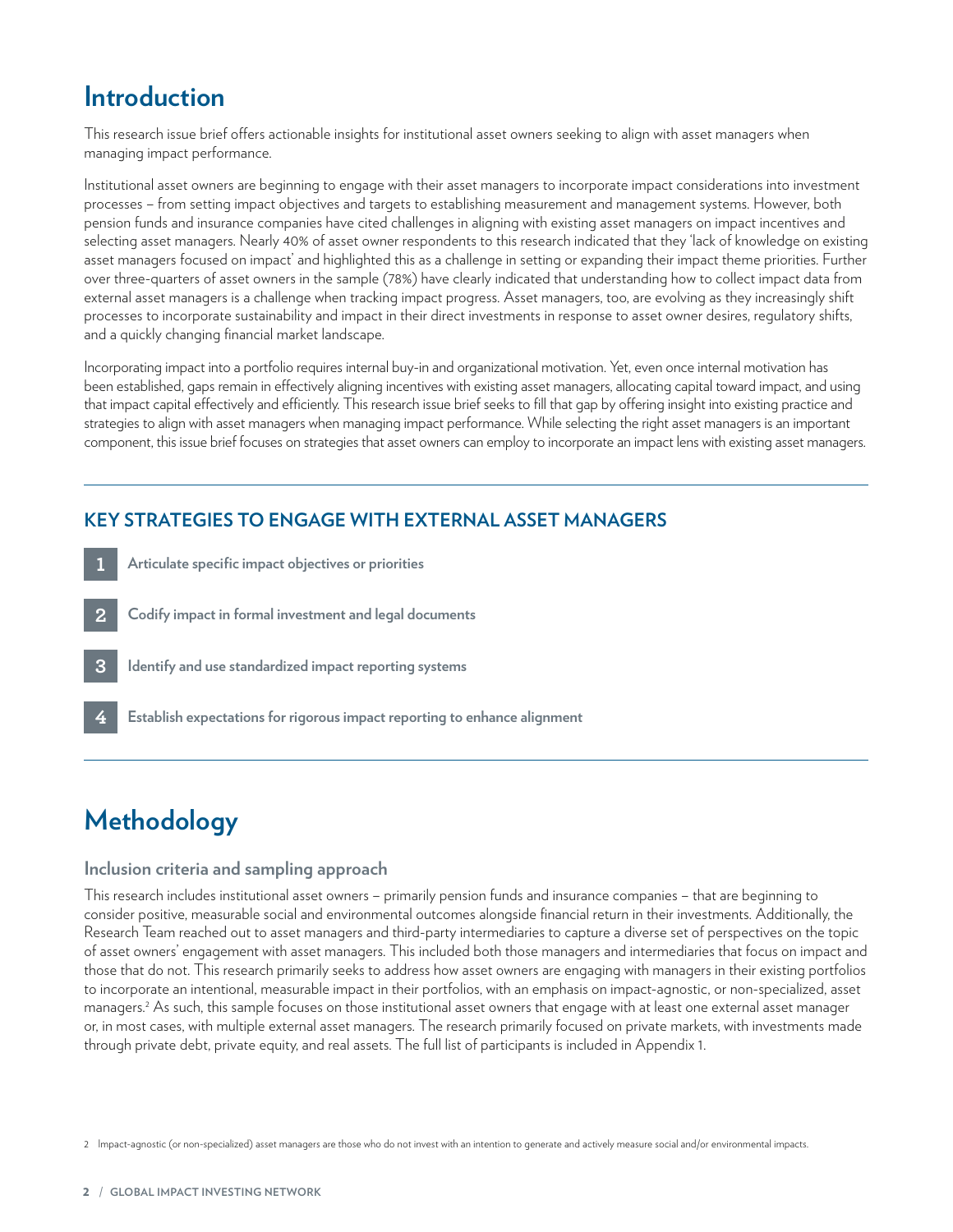## Introduction

This research issue brief offers actionable insights for institutional asset owners seeking to align with asset managers when managing impact performance.

Institutional asset owners are beginning to engage with their asset managers to incorporate impact considerations into investment processes – from setting impact objectives and targets to establishing measurement and management systems. However, both pension funds and insurance companies have cited challenges in aligning with existing asset managers on impact incentives and selecting asset managers. Nearly 40% of asset owner respondents to this research indicated that they 'lack of knowledge on existing asset managers focused on impact' and highlighted this as a challenge in setting or expanding their impact theme priorities. Further over three-quarters of asset owners in the sample (78%) have clearly indicated that understanding how to collect impact data from external asset managers is a challenge when tracking impact progress. Asset managers, too, are evolving as they increasingly shift processes to incorporate sustainability and impact in their direct investments in response to asset owner desires, regulatory shifts, and a quickly changing financial market landscape.

Incorporating impact into a portfolio requires internal buy-in and organizational motivation. Yet, even once internal motivation has been established, gaps remain in effectively aligning incentives with existing asset managers, allocating capital toward impact, and using that impact capital effectively and efficiently. This research issue brief seeks to fill that gap by offering insight into existing practice and strategies to align with asset managers when managing impact performance. While selecting the right asset managers is an important component, this issue brief focuses on strategies that asset owners can employ to incorporate an impact lens with existing asset managers.

### KEY STRATEGIES TO ENGAGE WITH EXTERNAL ASSET MANAGERS

1. **Articulate specific impact objectives or priorities**
2. **Codify impact in formal investment and legal documents**
3. **Identify and use standardized impact reporting systems**
4. **Establish expectations for rigorous impact reporting to enhance alignment**

## Methodology

### Inclusion criteria and sampling approach

This research includes institutional asset owners – primarily pension funds and insurance companies – that are beginning to consider positive, measurable social and environmental outcomes alongside financial return in their investments. Additionally, the Research Team reached out to asset managers and third-party intermediaries to capture a diverse set of perspectives on the topic of asset owners' engagement with asset managers. This included both those managers and intermediaries that focus on impact and those that do not. This research primarily seeks to address how asset owners are engaging with managers in their existing portfolios to incorporate an intentional, measurable impact in their portfolios, with an emphasis on impact-agnostic, or non-specialized, asset managers.[2] As such, this sample focuses on those institutional asset owners that engage with at least one external asset manager or, in most cases, with multiple external asset managers. The research primarily focused on private markets, with investments made through private debt, private equity, and real assets. The full list of participants is included in Appendix 1.

2 Impact-agnostic (or non-specialized) asset managers are those who do not invest with an intention to generate and actively measure social and/or environmental impacts.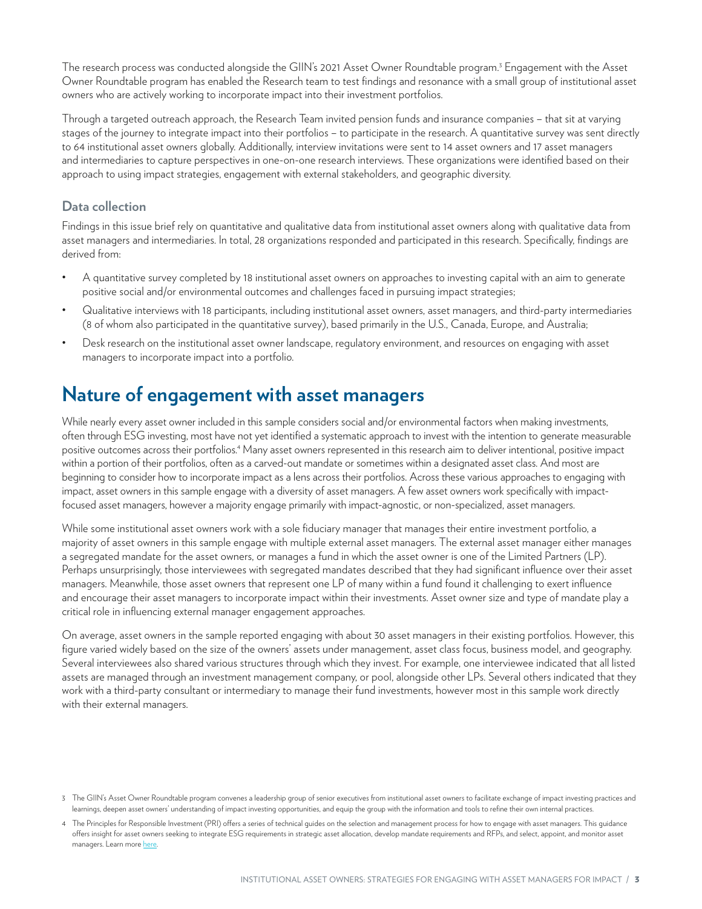The research process was conducted alongside the GIIN's 2021 Asset Owner Roundtable program.[3] Engagement with the Asset Owner Roundtable program has enabled the Research team to test findings and resonance with a small group of institutional asset owners who are actively working to incorporate impact into their investment portfolios.

Through a targeted outreach approach, the Research Team invited pension funds and insurance companies – that sit at varying stages of the journey to integrate impact into their portfolios – to participate in the research. A quantitative survey was sent directly to 64 institutional asset owners globally. Additionally, interview invitations were sent to 14 asset owners and 17 asset managers and intermediaries to capture perspectives in one-on-one research interviews. These organizations were identified based on their approach to using impact strategies, engagement with external stakeholders, and geographic diversity.

### Data collection

Findings in this issue brief rely on quantitative and qualitative data from institutional asset owners along with qualitative data from asset managers and intermediaries. In total, 28 organizations responded and participated in this research. Specifically, findings are derived from:

- A quantitative survey completed by 18 institutional asset owners on approaches to investing capital with an aim to generate positive social and/or environmental outcomes and challenges faced in pursuing impact strategies;
- Qualitative interviews with 18 participants, including institutional asset owners, asset managers, and third-party intermediaries (8 of whom also participated in the quantitative survey), based primarily in the U.S., Canada, Europe, and Australia;
- Desk research on the institutional asset owner landscape, regulatory environment, and resources on engaging with asset managers to incorporate impact into a portfolio.

## Nature of engagement with asset managers

While nearly every asset owner included in this sample considers social and/or environmental factors when making investments, often through ESG investing, most have not yet identified a systematic approach to invest with the intention to generate measurable positive outcomes across their portfolios.[4] Many asset owners represented in this research aim to deliver intentional, positive impact within a portion of their portfolios, often as a carved-out mandate or sometimes within a designated asset class. And most are beginning to consider how to incorporate impact as a lens across their portfolios. Across these various approaches to engaging with impact, asset owners in this sample engage with a diversity of asset managers. A few asset owners work specifically with impact-focused asset managers, however a majority engage primarily with impact-agnostic, or non-specialized, asset managers.

While some institutional asset owners work with a sole fiduciary manager that manages their entire investment portfolio, a majority of asset owners in this sample engage with multiple external asset managers. The external asset manager either manages a segregated mandate for the asset owners, or manages a fund in which the asset owner is one of the Limited Partners (LP). Perhaps unsurprisingly, those interviewees with segregated mandates described that they had significant influence over their asset managers. Meanwhile, those asset owners that represent one LP of many within a fund found it challenging to exert influence and encourage their asset managers to incorporate impact within their investments. Asset owner size and type of mandate play a critical role in influencing external manager engagement approaches.

On average, asset owners in the sample reported engaging with about 30 asset managers in their existing portfolios. However, this figure varied widely based on the size of the owners' assets under management, asset class focus, business model, and geography. Several interviewees also shared various structures through which they invest. For example, one interviewee indicated that all listed assets are managed through an investment management company, or pool, alongside other LPs. Several others indicated that they work with a third-party consultant or intermediary to manage their fund investments, however most in this sample work directly with their external managers.

---

3 The GIIN's Asset Owner Roundtable program convenes a leadership group of senior executives from institutional asset owners to facilitate exchange of impact investing practices and learnings, deepen asset owners' understanding of impact investing opportunities, and equip the group with the information and tools to refine their own internal practices.

4 The Principles for Responsible Investment (PRI) offers a series of technical guides on the selection and management process for how to engage with asset managers. This guidance offers insight for asset owners seeking to integrate ESG requirements in strategic asset allocation, develop mandate requirements and RFPs, and select, appoint, and monitor asset managers. Learn more here.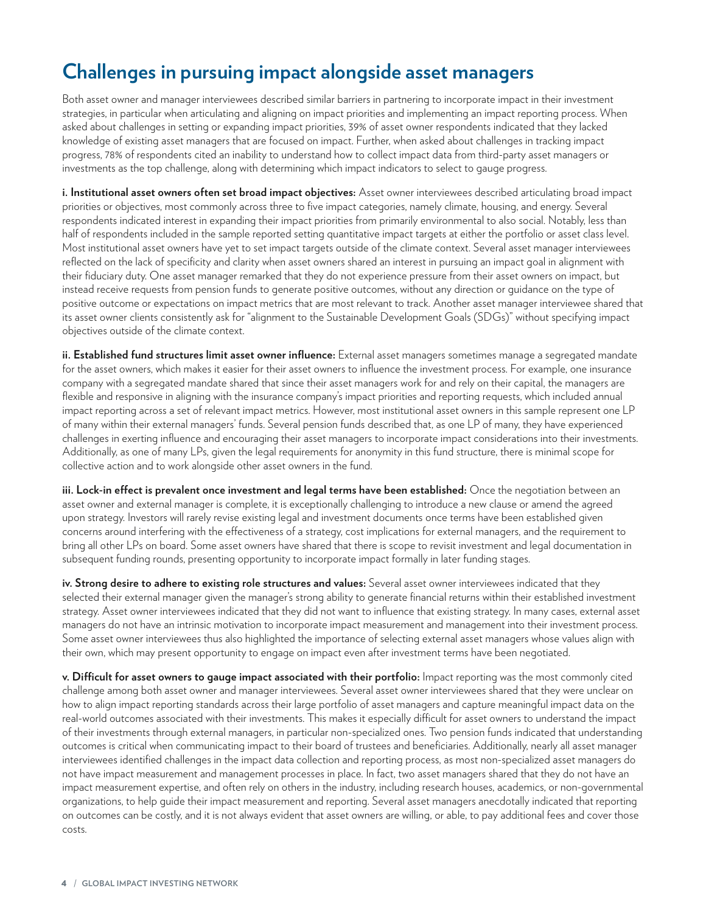## Challenges in pursuing impact alongside asset managers

Both asset owner and manager interviewees described similar barriers in partnering to incorporate impact in their investment strategies, in particular when articulating and aligning on impact priorities and implementing an impact reporting process. When asked about challenges in setting or expanding impact priorities, 39% of asset owner respondents indicated that they lacked knowledge of existing asset managers that are focused on impact. Further, when asked about challenges in tracking impact progress, 78% of respondents cited an inability to understand how to collect impact data from third-party asset managers or investments as the top challenge, along with determining which impact indicators to select to gauge progress.

**i. Institutional asset owners often set broad impact objectives:** Asset owner interviewees described articulating broad impact priorities or objectives, most commonly across three to five impact categories, namely climate, housing, and energy. Several respondents indicated interest in expanding their impact priorities from primarily environmental to also social. Notably, less than half of respondents included in the sample reported setting quantitative impact targets at either the portfolio or asset class level. Most institutional asset owners have yet to set impact targets outside of the climate context. Several asset manager interviewees reflected on the lack of specificity and clarity when asset owners shared an interest in pursuing an impact goal in alignment with their fiduciary duty. One asset manager remarked that they do not experience pressure from their asset owners on impact, but instead receive requests from pension funds to generate positive outcomes, without any direction or guidance on the type of positive outcome or expectations on impact metrics that are most relevant to track. Another asset manager interviewee shared that its asset owner clients consistently ask for "alignment to the Sustainable Development Goals (SDGs)" without specifying impact objectives outside of the climate context.

**ii. Established fund structures limit asset owner influence:** External asset managers sometimes manage a segregated mandate for the asset owners, which makes it easier for their asset owners to influence the investment process. For example, one insurance company with a segregated mandate shared that since their asset managers work for and rely on their capital, the managers are flexible and responsive in aligning with the insurance company's impact priorities and reporting requests, which included annual impact reporting across a set of relevant impact metrics. However, most institutional asset owners in this sample represent one LP of many within their external managers' funds. Several pension funds described that, as one LP of many, they have experienced challenges in exerting influence and encouraging their asset managers to incorporate impact considerations into their investments. Additionally, as one of many LPs, given the legal requirements for anonymity in this fund structure, there is minimal scope for collective action and to work alongside other asset owners in the fund.

**iii. Lock-in effect is prevalent once investment and legal terms have been established:** Once the negotiation between an asset owner and external manager is complete, it is exceptionally challenging to introduce a new clause or amend the agreed upon strategy. Investors will rarely revise existing legal and investment documents once terms have been established given concerns around interfering with the effectiveness of a strategy, cost implications for external managers, and the requirement to bring all other LPs on board. Some asset owners have shared that there is scope to revisit investment and legal documentation in subsequent funding rounds, presenting opportunity to incorporate impact formally in later funding stages.

**iv. Strong desire to adhere to existing role structures and values:** Several asset owner interviewees indicated that they selected their external manager given the manager's strong ability to generate financial returns within their established investment strategy. Asset owner interviewees indicated that they did not want to influence that existing strategy. In many cases, external asset managers do not have an intrinsic motivation to incorporate impact measurement and management into their investment process. Some asset owner interviewees thus also highlighted the importance of selecting external asset managers whose values align with their own, which may present opportunity to engage on impact even after investment terms have been negotiated.

**v. Difficult for asset owners to gauge impact associated with their portfolio:** Impact reporting was the most commonly cited challenge among both asset owner and manager interviewees. Several asset owner interviewees shared that they were unclear on how to align impact reporting standards across their large portfolio of asset managers and capture meaningful impact data on the real-world outcomes associated with their investments. This makes it especially difficult for asset owners to understand the impact of their investments through external managers, in particular non-specialized ones. Two pension funds indicated that understanding outcomes is critical when communicating impact to their board of trustees and beneficiaries. Additionally, nearly all asset manager interviewees identified challenges in the impact data collection and reporting process, as most non-specialized asset managers do not have impact measurement and management processes in place. In fact, two asset managers shared that they do not have an impact measurement expertise, and often rely on others in the industry, including research houses, academics, or non-governmental organizations, to help guide their impact measurement and reporting. Several asset managers anecdotally indicated that reporting on outcomes can be costly, and it is not always evident that asset owners are willing, or able, to pay additional fees and cover those costs.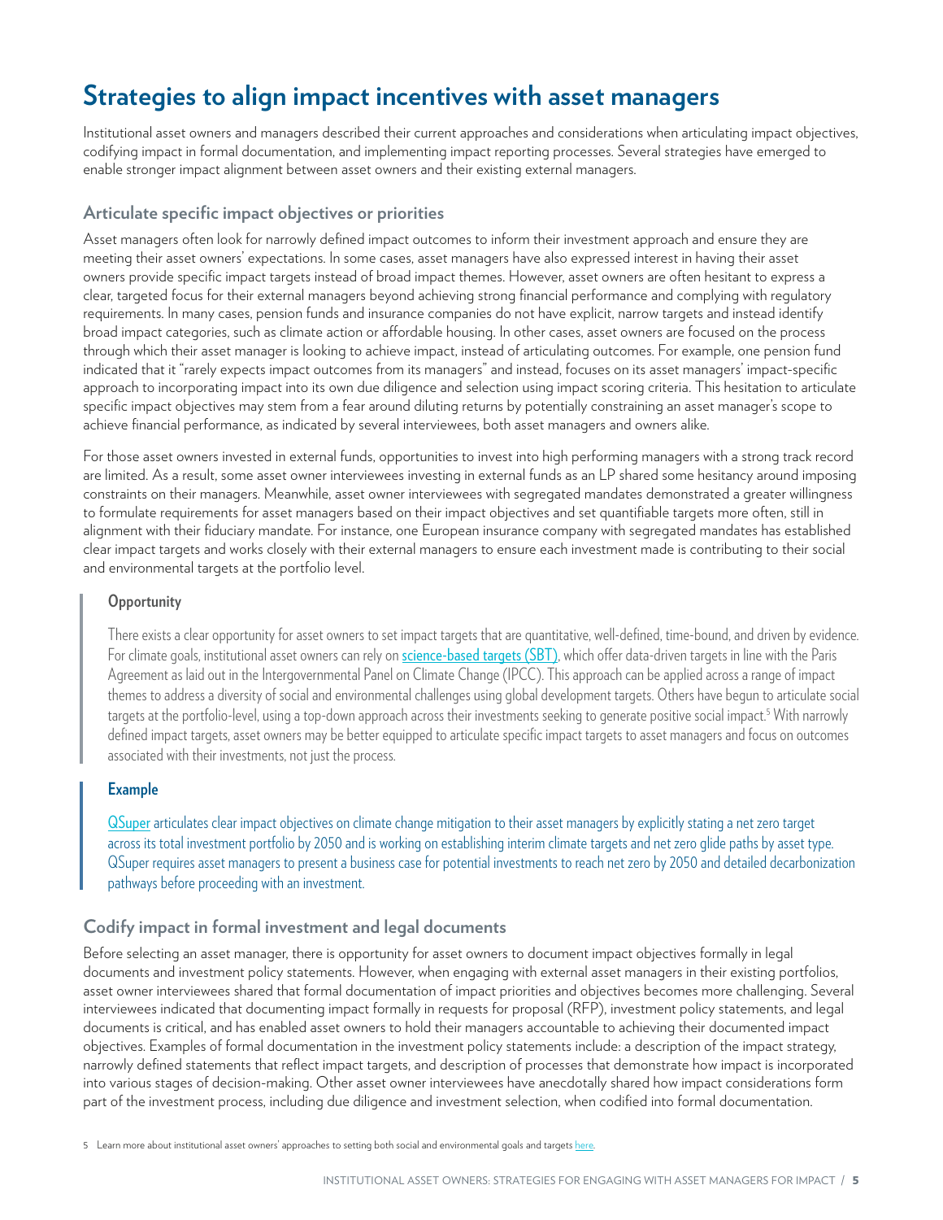# Strategies to align impact incentives with asset managers

Institutional asset owners and managers described their current approaches and considerations when articulating impact objectives, codifying impact in formal documentation, and implementing impact reporting processes. Several strategies have emerged to enable stronger impact alignment between asset owners and their existing external managers.

## Articulate specific impact objectives or priorities

Asset managers often look for narrowly defined impact outcomes to inform their investment approach and ensure they are meeting their asset owners' expectations. In some cases, asset managers have also expressed interest in having their asset owners provide specific impact targets instead of broad impact themes. However, asset owners are often hesitant to express a clear, targeted focus for their external managers beyond achieving strong financial performance and complying with regulatory requirements. In many cases, pension funds and insurance companies do not have explicit, narrow targets and instead identify broad impact categories, such as climate action or affordable housing. In other cases, asset owners are focused on the process through which their asset manager is looking to achieve impact, instead of articulating outcomes. For example, one pension fund indicated that it "rarely expects impact outcomes from its managers" and instead, focuses on its asset managers' impact-specific approach to incorporating impact into its own due diligence and selection using impact scoring criteria. This hesitation to articulate specific impact objectives may stem from a fear around diluting returns by potentially constraining an asset manager's scope to achieve financial performance, as indicated by several interviewees, both asset managers and owners alike.

For those asset owners invested in external funds, opportunities to invest into high performing managers with a strong track record are limited. As a result, some asset owner interviewees investing in external funds as an LP shared some hesitancy around imposing constraints on their managers. Meanwhile, asset owner interviewees with segregated mandates demonstrated a greater willingness to formulate requirements for asset managers based on their impact objectives and set quantifiable targets more often, still in alignment with their fiduciary mandate. For instance, one European insurance company with segregated mandates has established clear impact targets and works closely with their external managers to ensure each investment made is contributing to their social and environmental targets at the portfolio level.

> **Opportunity**
>
> There exists a clear opportunity for asset owners to set impact targets that are quantitative, well-defined, time-bound, and driven by evidence. For climate goals, institutional asset owners can rely on science-based targets (SBT), which offer data-driven targets in line with the Paris Agreement as laid out in the Intergovernmental Panel on Climate Change (IPCC). This approach can be applied across a range of impact themes to address a diversity of social and environmental challenges using global development targets. Others have begun to articulate social targets at the portfolio-level, using a top-down approach across their investments seeking to generate positive social impact.[5] With narrowly defined impact targets, asset owners may be better equipped to articulate specific impact targets to asset managers and focus on outcomes associated with their investments, not just the process.

> **Example**
>
> QSuper articulates clear impact objectives on climate change mitigation to their asset managers by explicitly stating a net zero target across its total investment portfolio by 2050 and is working on establishing interim climate targets and net zero glide paths by asset type. QSuper requires asset managers to present a business case for potential investments to reach net zero by 2050 and detailed decarbonization pathways before proceeding with an investment.

## Codify impact in formal investment and legal documents

Before selecting an asset manager, there is opportunity for asset owners to document impact objectives formally in legal documents and investment policy statements. However, when engaging with external asset managers in their existing portfolios, asset owner interviewees shared that formal documentation of impact priorities and objectives becomes more challenging. Several interviewees indicated that documenting impact formally in requests for proposal (RFP), investment policy statements, and legal documents is critical, and has enabled asset owners to hold their managers accountable to achieving their documented impact objectives. Examples of formal documentation in the investment policy statements include: a description of the impact strategy, narrowly defined statements that reflect impact targets, and description of processes that demonstrate how impact is incorporated into various stages of decision-making. Other asset owner interviewees have anecdotally shared how impact considerations form part of the investment process, including due diligence and investment selection, when codified into formal documentation.

5 Learn more about institutional asset owners' approaches to setting both social and environmental goals and targets here.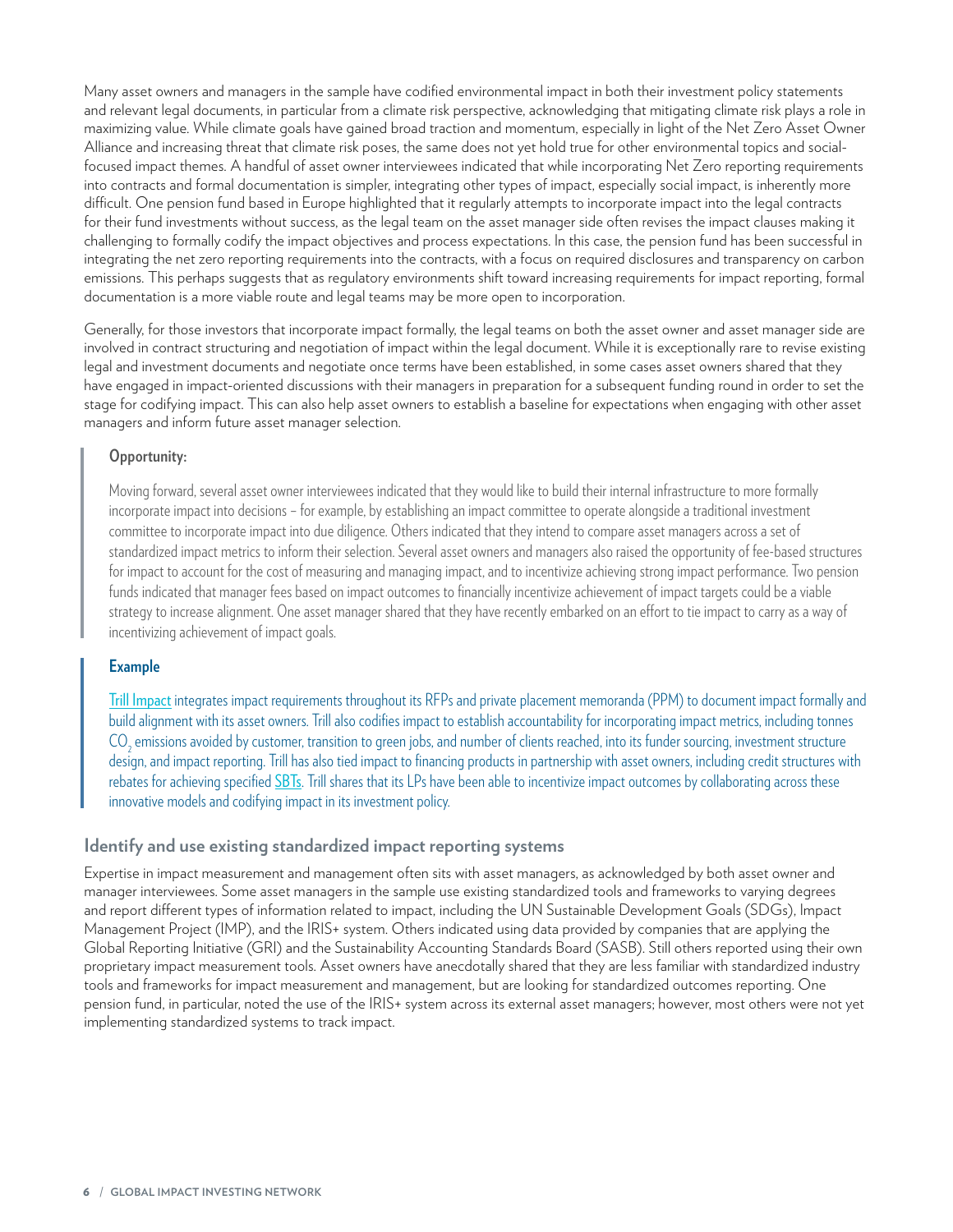Many asset owners and managers in the sample have codified environmental impact in both their investment policy statements and relevant legal documents, in particular from a climate risk perspective, acknowledging that mitigating climate risk plays a role in maximizing value. While climate goals have gained broad traction and momentum, especially in light of the Net Zero Asset Owner Alliance and increasing threat that climate risk poses, the same does not yet hold true for other environmental topics and social-focused impact themes. A handful of asset owner interviewees indicated that while incorporating Net Zero reporting requirements into contracts and formal documentation is simpler, integrating other types of impact, especially social impact, is inherently more difficult. One pension fund based in Europe highlighted that it regularly attempts to incorporate impact into the legal contracts for their fund investments without success, as the legal team on the asset manager side often revises the impact clauses making it challenging to formally codify the impact objectives and process expectations. In this case, the pension fund has been successful in integrating the net zero reporting requirements into the contracts, with a focus on required disclosures and transparency on carbon emissions. This perhaps suggests that as regulatory environments shift toward increasing requirements for impact reporting, formal documentation is a more viable route and legal teams may be more open to incorporation.

Generally, for those investors that incorporate impact formally, the legal teams on both the asset owner and asset manager side are involved in contract structuring and negotiation of impact within the legal document. While it is exceptionally rare to revise existing legal and investment documents and negotiate once terms have been established, in some cases asset owners shared that they have engaged in impact-oriented discussions with their managers in preparation for a subsequent funding round in order to set the stage for codifying impact. This can also help asset owners to establish a baseline for expectations when engaging with other asset managers and inform future asset manager selection.

> **Opportunity:**
>
> Moving forward, several asset owner interviewees indicated that they would like to build their internal infrastructure to more formally incorporate impact into decisions – for example, by establishing an impact committee to operate alongside a traditional investment committee to incorporate impact into due diligence. Others indicated that they intend to compare asset managers across a set of standardized impact metrics to inform their selection. Several asset owners and managers also raised the opportunity of fee-based structures for impact to account for the cost of measuring and managing impact, and to incentivize achieving strong impact performance. Two pension funds indicated that manager fees based on impact outcomes to financially incentivize achievement of impact targets could be a viable strategy to increase alignment. One asset manager shared that they have recently embarked on an effort to tie impact to carry as a way of incentivizing achievement of impact goals.

> **Example**
>
> Trill Impact integrates impact requirements throughout its RFPs and private placement memoranda (PPM) to document impact formally and build alignment with its asset owners. Trill also codifies impact to establish accountability for incorporating impact metrics, including tonnes $CO_2$ emissions avoided by customer, transition to green jobs, and number of clients reached, into its funder sourcing, investment structure design, and impact reporting. Trill has also tied impact to financing products in partnership with asset owners, including credit structures with rebates for achieving specified SBTs. Trill shares that its LPs have been able to incentivize impact outcomes by collaborating across these innovative models and codifying impact in its investment policy.

## Identify and use existing standardized impact reporting systems

Expertise in impact measurement and management often sits with asset managers, as acknowledged by both asset owner and manager interviewees. Some asset managers in the sample use existing standardized tools and frameworks to varying degrees and report different types of information related to impact, including the UN Sustainable Development Goals (SDGs), Impact Management Project (IMP), and the IRIS+ system. Others indicated using data provided by companies that are applying the Global Reporting Initiative (GRI) and the Sustainability Accounting Standards Board (SASB). Still others reported using their own proprietary impact measurement tools. Asset owners have anecdotally shared that they are less familiar with standardized industry tools and frameworks for impact measurement and management, but are looking for standardized outcomes reporting. One pension fund, in particular, noted the use of the IRIS+ system across its external asset managers; however, most others were not yet implementing standardized systems to track impact.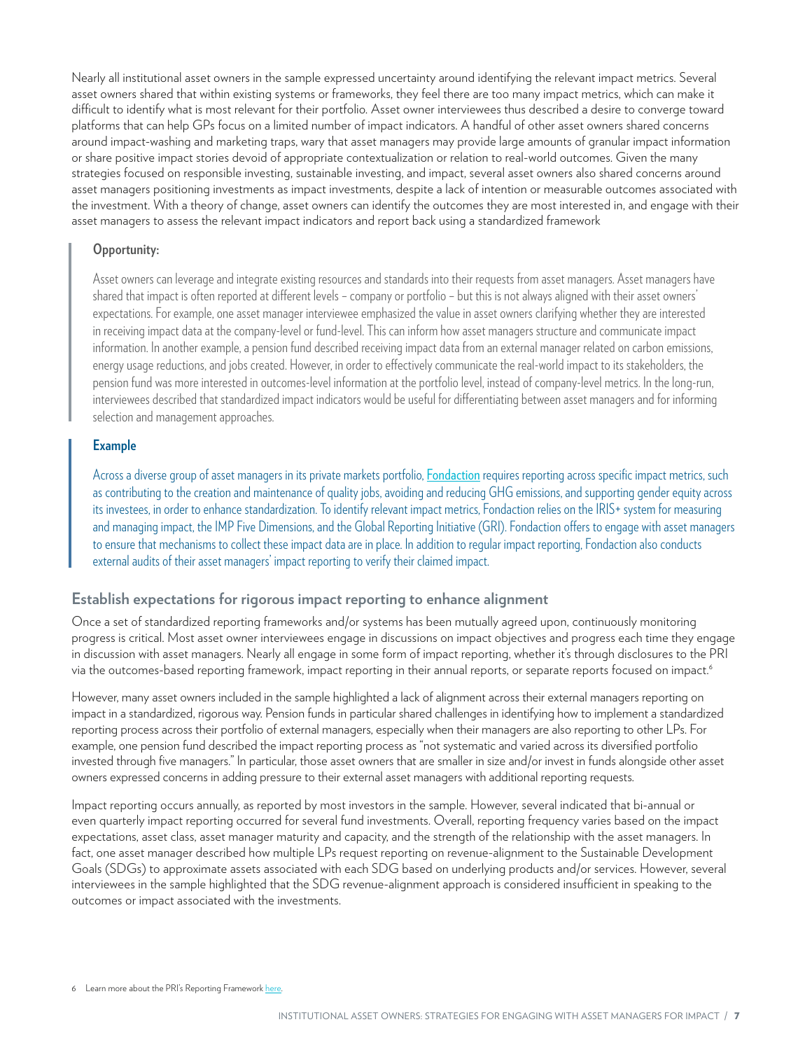Nearly all institutional asset owners in the sample expressed uncertainty around identifying the relevant impact metrics. Several asset owners shared that within existing systems or frameworks, they feel there are too many impact metrics, which can make it difficult to identify what is most relevant for their portfolio. Asset owner interviewees thus described a desire to converge toward platforms that can help GPs focus on a limited number of impact indicators. A handful of other asset owners shared concerns around impact-washing and marketing traps, wary that asset managers may provide large amounts of granular impact information or share positive impact stories devoid of appropriate contextualization or relation to real-world outcomes. Given the many strategies focused on responsible investing, sustainable investing, and impact, several asset owners also shared concerns around asset managers positioning investments as impact investments, despite a lack of intention or measurable outcomes associated with the investment. With a theory of change, asset owners can identify the outcomes they are most interested in, and engage with their asset managers to assess the relevant impact indicators and report back using a standardized framework

> **Opportunity:**
>
> Asset owners can leverage and integrate existing resources and standards into their requests from asset managers. Asset managers have shared that impact is often reported at different levels – company or portfolio – but this is not always aligned with their asset owners' expectations. For example, one asset manager interviewee emphasized the value in asset owners clarifying whether they are interested in receiving impact data at the company-level or fund-level. This can inform how asset managers structure and communicate impact information. In another example, a pension fund described receiving impact data from an external manager related on carbon emissions, energy usage reductions, and jobs created. However, in order to effectively communicate the real-world impact to its stakeholders, the pension fund was more interested in outcomes-level information at the portfolio level, instead of company-level metrics. In the long-run, interviewees described that standardized impact indicators would be useful for differentiating between asset managers and for informing selection and management approaches.

> **Example**
>
> Across a diverse group of asset managers in its private markets portfolio, Fondaction requires reporting across specific impact metrics, such as contributing to the creation and maintenance of quality jobs, avoiding and reducing GHG emissions, and supporting gender equity across its investees, in order to enhance standardization. To identify relevant impact metrics, Fondaction relies on the IRIS+ system for measuring and managing impact, the IMP Five Dimensions, and the Global Reporting Initiative (GRI). Fondaction offers to engage with asset managers to ensure that mechanisms to collect these impact data are in place. In addition to regular impact reporting, Fondaction also conducts external audits of their asset managers' impact reporting to verify their claimed impact.

## Establish expectations for rigorous impact reporting to enhance alignment

Once a set of standardized reporting frameworks and/or systems has been mutually agreed upon, continuously monitoring progress is critical. Most asset owner interviewees engage in discussions on impact objectives and progress each time they engage in discussion with asset managers. Nearly all engage in some form of impact reporting, whether it's through disclosures to the PRI via the outcomes-based reporting framework, impact reporting in their annual reports, or separate reports focused on impact.[6]

However, many asset owners included in the sample highlighted a lack of alignment across their external managers reporting on impact in a standardized, rigorous way. Pension funds in particular shared challenges in identifying how to implement a standardized reporting process across their portfolio of external managers, especially when their managers are also reporting to other LPs. For example, one pension fund described the impact reporting process as "not systematic and varied across its diversified portfolio invested through five managers." In particular, those asset owners that are smaller in size and/or invest in funds alongside other asset owners expressed concerns in adding pressure to their external asset managers with additional reporting requests.

Impact reporting occurs annually, as reported by most investors in the sample. However, several indicated that bi-annual or even quarterly impact reporting occurred for several fund investments. Overall, reporting frequency varies based on the impact expectations, asset class, asset manager maturity and capacity, and the strength of the relationship with the asset managers. In fact, one asset manager described how multiple LPs request reporting on revenue-alignment to the Sustainable Development Goals (SDGs) to approximate assets associated with each SDG based on underlying products and/or services. However, several interviewees in the sample highlighted that the SDG revenue-alignment approach is considered insufficient in speaking to the outcomes or impact associated with the investments.

6 Learn more about the PRI's Reporting Framework here.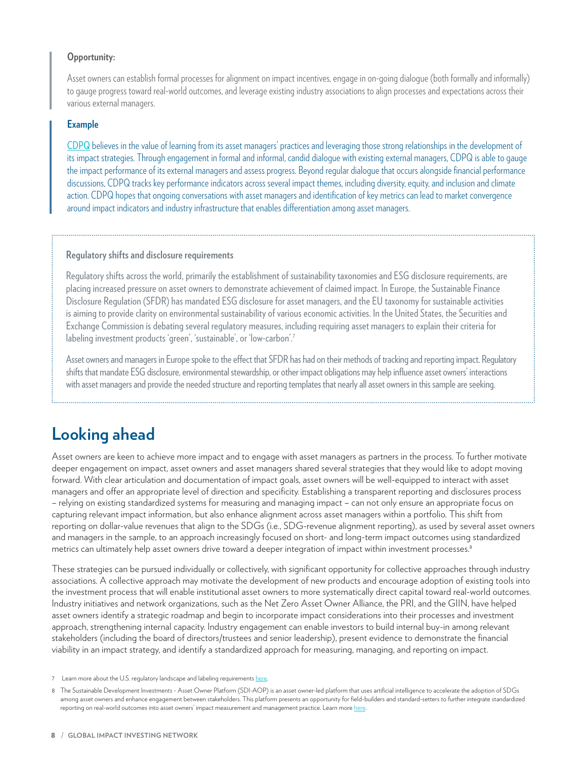**Opportunity:**

Asset owners can establish formal processes for alignment on impact incentives, engage in on-going dialogue (both formally and informally) to gauge progress toward real-world outcomes, and leverage existing industry associations to align processes and expectations across their various external managers.

**Example**

CDPQ believes in the value of learning from its asset managers' practices and leveraging those strong relationships in the development of its impact strategies. Through engagement in formal and informal, candid dialogue with existing external managers, CDPQ is able to gauge the impact performance of its external managers and assess progress. Beyond regular dialogue that occurs alongside financial performance discussions, CDPQ tracks key performance indicators across several impact themes, including diversity, equity, and inclusion and climate action. CDPQ hopes that ongoing conversations with asset managers and identification of key metrics can lead to market convergence around impact indicators and industry infrastructure that enables differentiation among asset managers.

**Regulatory shifts and disclosure requirements**

Regulatory shifts across the world, primarily the establishment of sustainability taxonomies and ESG disclosure requirements, are placing increased pressure on asset owners to demonstrate achievement of claimed impact. In Europe, the Sustainable Finance Disclosure Regulation (SFDR) has mandated ESG disclosure for asset managers, and the EU taxonomy for sustainable activities is aiming to provide clarity on environmental sustainability of various economic activities. In the United States, the Securities and Exchange Commission is debating several regulatory measures, including requiring asset managers to explain their criteria for labeling investment products 'green', 'sustainable', or 'low-carbon'.[7]

Asset owners and managers in Europe spoke to the effect that SFDR has had on their methods of tracking and reporting impact. Regulatory shifts that mandate ESG disclosure, environmental stewardship, or other impact obligations may help influence asset owners' interactions with asset managers and provide the needed structure and reporting templates that nearly all asset owners in this sample are seeking.

## Looking ahead

Asset owners are keen to achieve more impact and to engage with asset managers as partners in the process. To further motivate deeper engagement on impact, asset owners and asset managers shared several strategies that they would like to adopt moving forward. With clear articulation and documentation of impact goals, asset owners will be well-equipped to interact with asset managers and offer an appropriate level of direction and specificity. Establishing a transparent reporting and disclosures process – relying on existing standardized systems for measuring and managing impact – can not only ensure an appropriate focus on capturing relevant impact information, but also enhance alignment across asset managers within a portfolio. This shift from reporting on dollar-value revenues that align to the SDGs (i.e., SDG-revenue alignment reporting), as used by several asset owners and managers in the sample, to an approach increasingly focused on short- and long-term impact outcomes using standardized metrics can ultimately help asset owners drive toward a deeper integration of impact within investment processes.[8]

These strategies can be pursued individually or collectively, with significant opportunity for collective approaches through industry associations. A collective approach may motivate the development of new products and encourage adoption of existing tools into the investment process that will enable institutional asset owners to more systematically direct capital toward real-world outcomes. Industry initiatives and network organizations, such as the Net Zero Asset Owner Alliance, the PRI, and the GIIN, have helped asset owners identify a strategic roadmap and begin to incorporate impact considerations into their processes and investment approach, strengthening internal capacity. Industry engagement can enable investors to build internal buy-in among relevant stakeholders (including the board of directors/trustees and senior leadership), present evidence to demonstrate the financial viability in an impact strategy, and identify a standardized approach for measuring, managing, and reporting on impact.

7 Learn more about the U.S. regulatory landscape and labeling requirements here.

8 The Sustainable Development Investments - Asset Owner Platform (SDI-AOP) is an asset owner-led platform that uses artificial intelligence to accelerate the adoption of SDGs among asset owners and enhance engagement between stakeholders. This platform presents an opportunity for field-builders and standard-setters to further integrate standardized reporting on real-world outcomes into asset owners' impact measurement and management practice. Learn more here.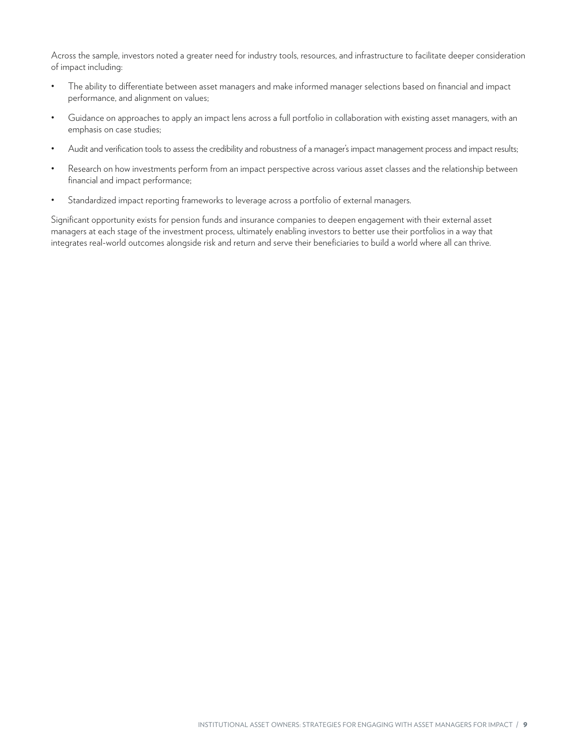Across the sample, investors noted a greater need for industry tools, resources, and infrastructure to facilitate deeper consideration of impact including:

- The ability to differentiate between asset managers and make informed manager selections based on financial and impact performance, and alignment on values;
- Guidance on approaches to apply an impact lens across a full portfolio in collaboration with existing asset managers, with an emphasis on case studies;
- Audit and verification tools to assess the credibility and robustness of a manager's impact management process and impact results;
- Research on how investments perform from an impact perspective across various asset classes and the relationship between financial and impact performance;
- Standardized impact reporting frameworks to leverage across a portfolio of external managers.

Significant opportunity exists for pension funds and insurance companies to deepen engagement with their external asset managers at each stage of the investment process, ultimately enabling investors to better use their portfolios in a way that integrates real-world outcomes alongside risk and return and serve their beneficiaries to build a world where all can thrive.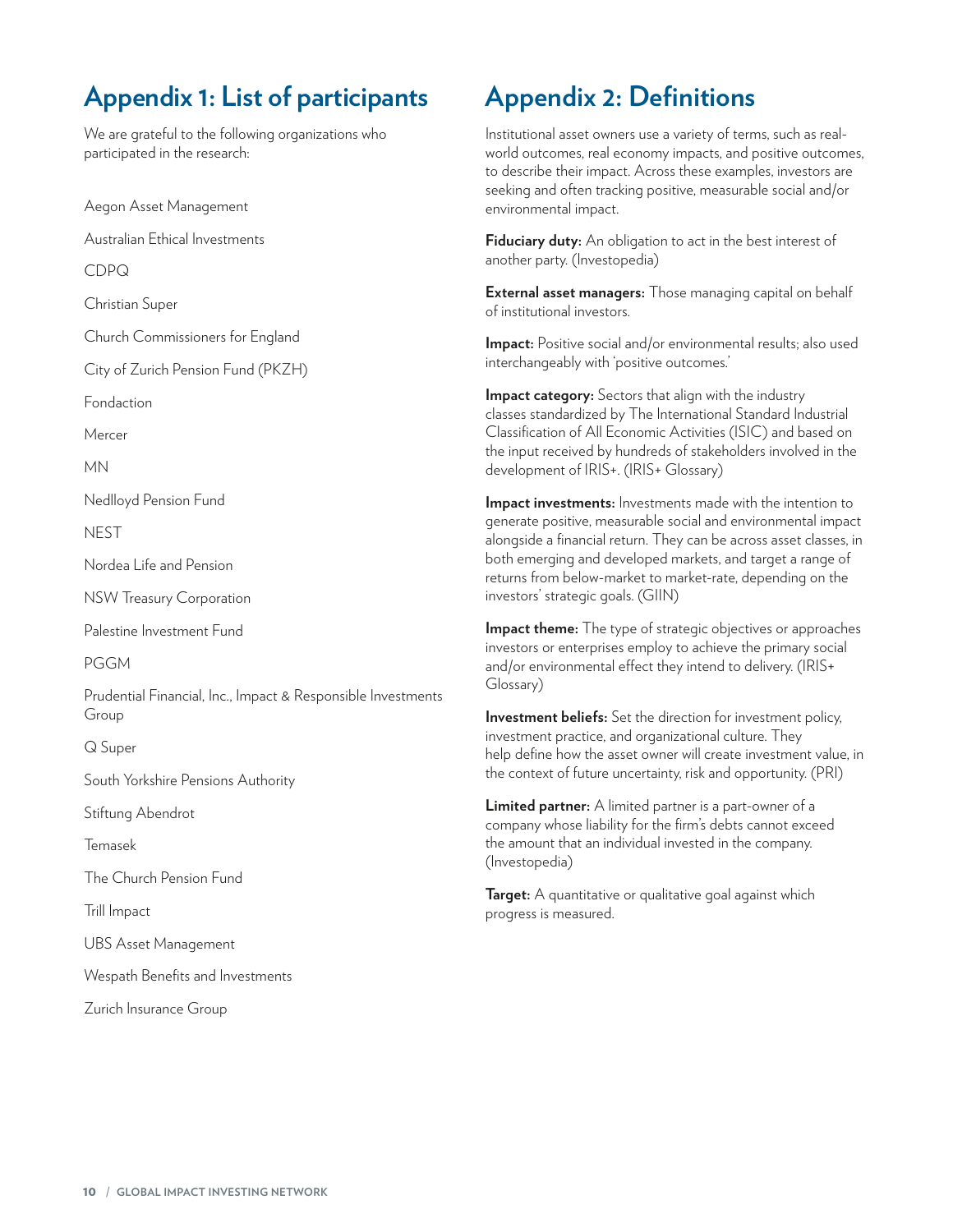## Appendix 1: List of participants

We are grateful to the following organizations who participated in the research:

Aegon Asset Management

Australian Ethical Investments

CDPQ

Christian Super

Church Commissioners for England

City of Zurich Pension Fund (PKZH)

Fondaction

Mercer

MN

Nedlloyd Pension Fund

NEST

Nordea Life and Pension

NSW Treasury Corporation

Palestine Investment Fund

PGGM

Prudential Financial, Inc., Impact & Responsible Investments Group

Q Super

South Yorkshire Pensions Authority

Stiftung Abendrot

Temasek

The Church Pension Fund

Trill Impact

UBS Asset Management

Wespath Benefits and Investments

Zurich Insurance Group

## Appendix 2: Definitions

Institutional asset owners use a variety of terms, such as real-world outcomes, real economy impacts, and positive outcomes, to describe their impact. Across these examples, investors are seeking and often tracking positive, measurable social and/or environmental impact.

**Fiduciary duty:** An obligation to act in the best interest of another party. (Investopedia)

**External asset managers:** Those managing capital on behalf of institutional investors.

**Impact:** Positive social and/or environmental results; also used interchangeably with 'positive outcomes.'

**Impact category:** Sectors that align with the industry classes standardized by The International Standard Industrial Classification of All Economic Activities (ISIC) and based on the input received by hundreds of stakeholders involved in the development of IRIS+. (IRIS+ Glossary)

**Impact investments:** Investments made with the intention to generate positive, measurable social and environmental impact alongside a financial return. They can be across asset classes, in both emerging and developed markets, and target a range of returns from below-market to market-rate, depending on the investors' strategic goals. (GIIN)

**Impact theme:** The type of strategic objectives or approaches investors or enterprises employ to achieve the primary social and/or environmental effect they intend to delivery. (IRIS+ Glossary)

**Investment beliefs:** Set the direction for investment policy, investment practice, and organizational culture. They help define how the asset owner will create investment value, in the context of future uncertainty, risk and opportunity. (PRI)

**Limited partner:** A limited partner is a part-owner of a company whose liability for the firm's debts cannot exceed the amount that an individual invested in the company. (Investopedia)

**Target:** A quantitative or qualitative goal against which progress is measured.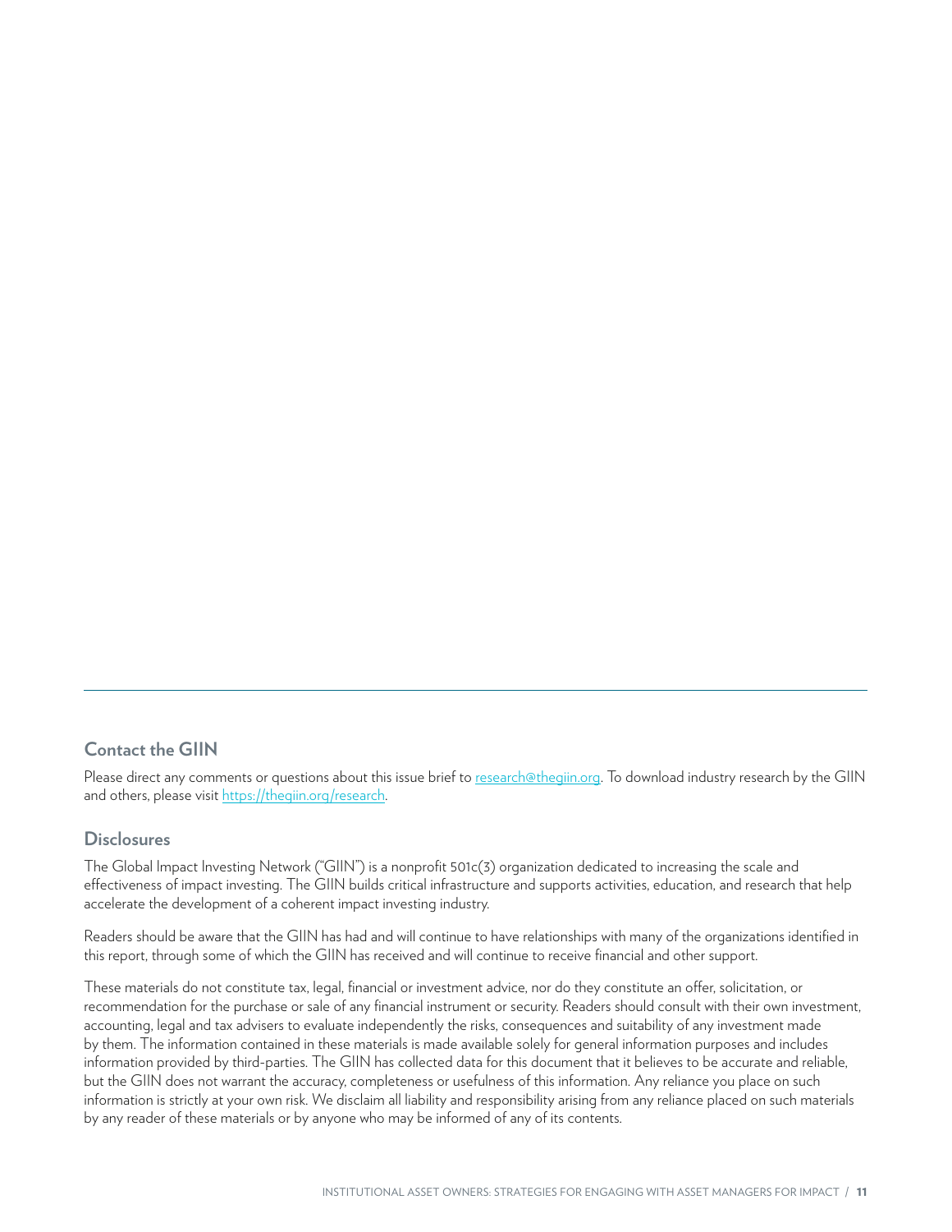## Contact the GIIN

Please direct any comments or questions about this issue brief to research@thegiin.org. To download industry research by the GIIN and others, please visit https://thegiin.org/research.

## Disclosures

The Global Impact Investing Network ("GIIN") is a nonprofit 501c(3) organization dedicated to increasing the scale and effectiveness of impact investing. The GIIN builds critical infrastructure and supports activities, education, and research that help accelerate the development of a coherent impact investing industry.

Readers should be aware that the GIIN has had and will continue to have relationships with many of the organizations identified in this report, through some of which the GIIN has received and will continue to receive financial and other support.

These materials do not constitute tax, legal, financial or investment advice, nor do they constitute an offer, solicitation, or recommendation for the purchase or sale of any financial instrument or security. Readers should consult with their own investment, accounting, legal and tax advisers to evaluate independently the risks, consequences and suitability of any investment made by them. The information contained in these materials is made available solely for general information purposes and includes information provided by third-parties. The GIIN has collected data for this document that it believes to be accurate and reliable, but the GIIN does not warrant the accuracy, completeness or usefulness of this information. Any reliance you place on such information is strictly at your own risk. We disclaim all liability and responsibility arising from any reliance placed on such materials by any reader of these materials or by anyone who may be informed of any of its contents.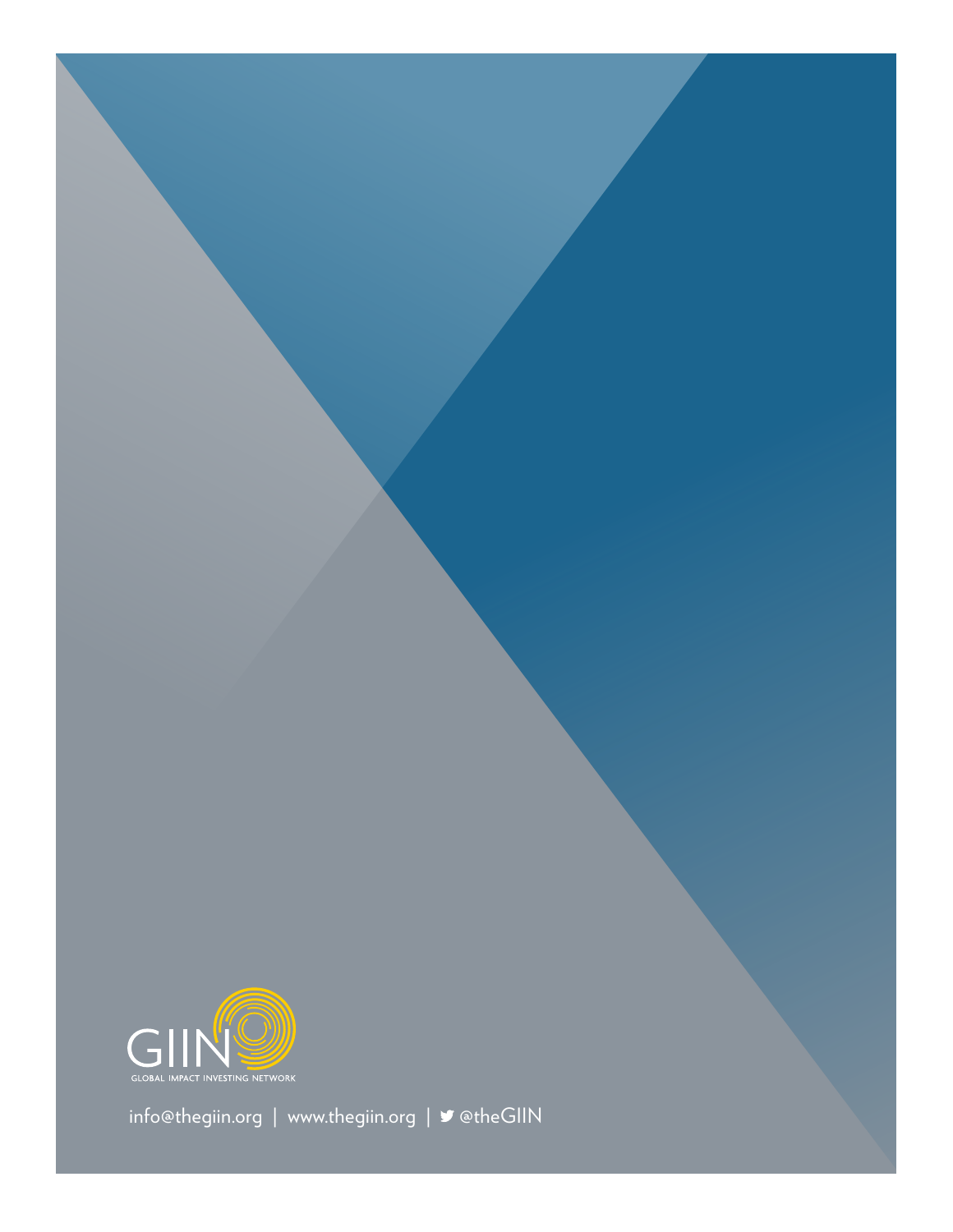GIIN

GLOBAL IMPACT INVESTING NETWORK

info@thegiin.org | www.thegiin.org | @theGIIN